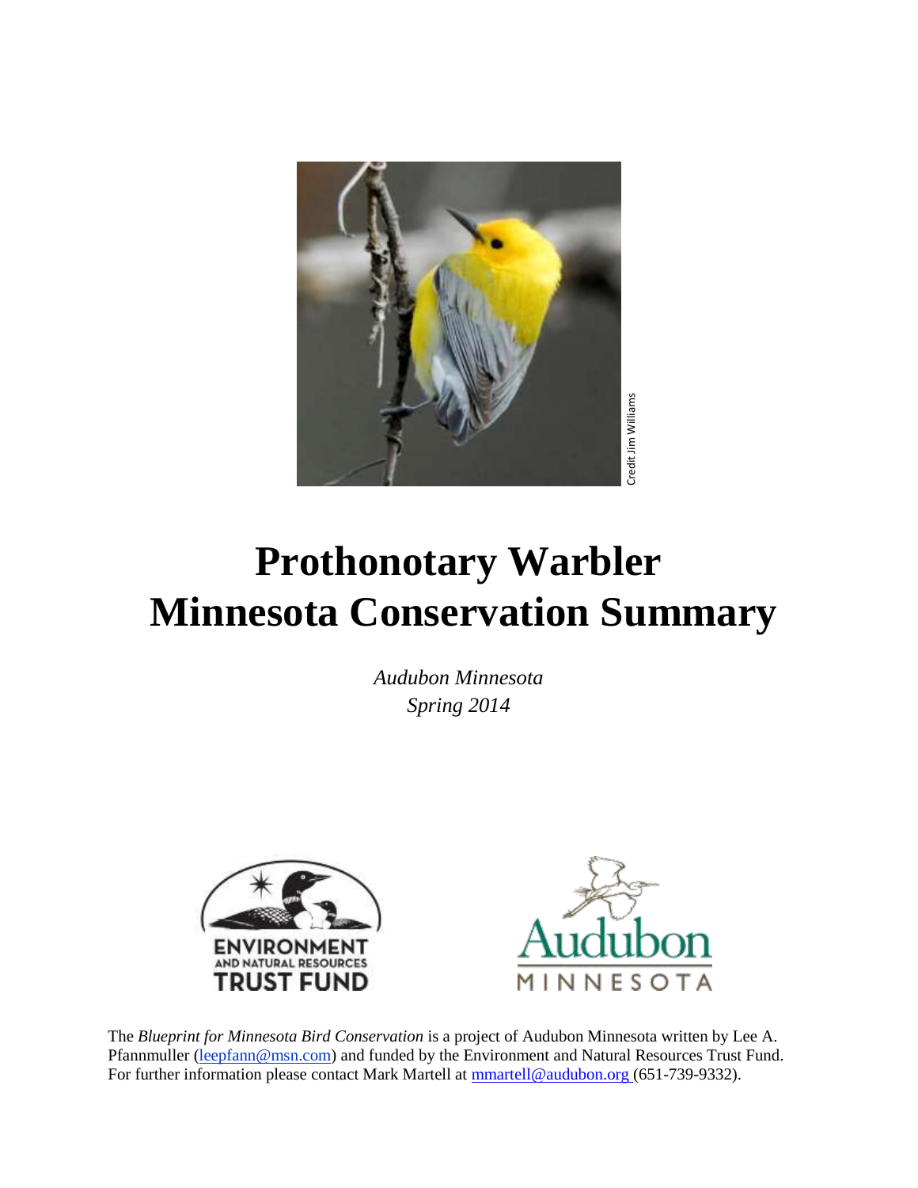Credit Jim Williams

# Prothonotary Warbler
# Minnesota Conservation Summary

*Audubon Minnesota*
*Spring 2014*

ENVIRONMENT AND NATURAL RESOURCES TRUST FUND

Audubon MINNESOTA

The *Blueprint for Minnesota Bird Conservation* is a project of Audubon Minnesota written by Lee A. Pfannmuller (leepfann@msn.com) and funded by the Environment and Natural Resources Trust Fund. For further information please contact Mark Martell at mmartell@audubon.org (651-739-9332).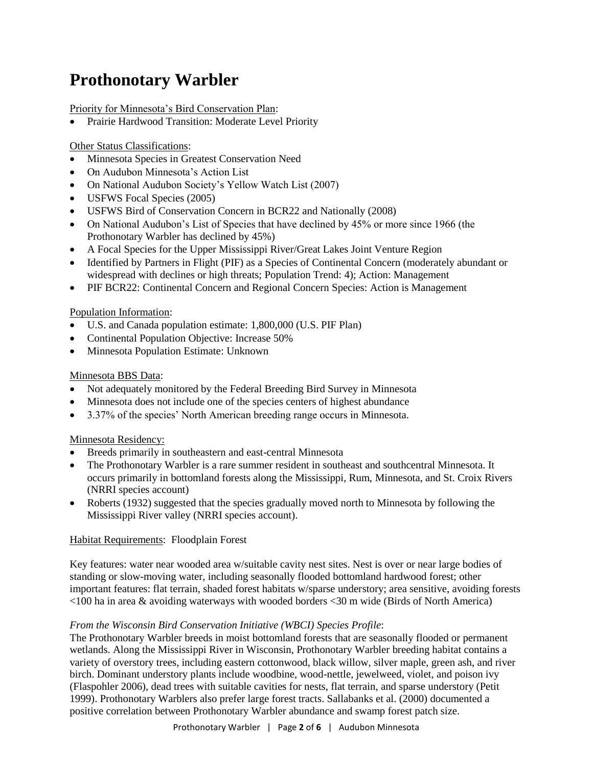# Prothonotary Warbler

Priority for Minnesota's Bird Conservation Plan:

- Prairie Hardwood Transition: Moderate Level Priority

Other Status Classifications:

- Minnesota Species in Greatest Conservation Need
- On Audubon Minnesota's Action List
- On National Audubon Society's Yellow Watch List (2007)
- USFWS Focal Species (2005)
- USFWS Bird of Conservation Concern in BCR22 and Nationally (2008)
- On National Audubon's List of Species that have declined by 45% or more since 1966 (the Prothonotary Warbler has declined by 45%)
- A Focal Species for the Upper Mississippi River/Great Lakes Joint Venture Region
- Identified by Partners in Flight (PIF) as a Species of Continental Concern (moderately abundant or widespread with declines or high threats; Population Trend: 4); Action: Management
- PIF BCR22: Continental Concern and Regional Concern Species: Action is Management

Population Information:

- U.S. and Canada population estimate: 1,800,000 (U.S. PIF Plan)
- Continental Population Objective: Increase 50%
- Minnesota Population Estimate: Unknown

Minnesota BBS Data:

- Not adequately monitored by the Federal Breeding Bird Survey in Minnesota
- Minnesota does not include one of the species centers of highest abundance
- 3.37% of the species' North American breeding range occurs in Minnesota.

Minnesota Residency:

- Breeds primarily in southeastern and east-central Minnesota
- The Prothonotary Warbler is a rare summer resident in southeast and southcentral Minnesota. It occurs primarily in bottomland forests along the Mississippi, Rum, Minnesota, and St. Croix Rivers (NRRI species account)
- Roberts (1932) suggested that the species gradually moved north to Minnesota by following the Mississippi River valley (NRRI species account).

Habitat Requirements: Floodplain Forest

Key features: water near wooded area w/suitable cavity nest sites. Nest is over or near large bodies of standing or slow-moving water, including seasonally flooded bottomland hardwood forest; other important features: flat terrain, shaded forest habitats w/sparse understory; area sensitive, avoiding forests <100 ha in area & avoiding waterways with wooded borders <30 m wide (Birds of North America)

*From the Wisconsin Bird Conservation Initiative (WBCI) Species Profile*:

The Prothonotary Warbler breeds in moist bottomland forests that are seasonally flooded or permanent wetlands. Along the Mississippi River in Wisconsin, Prothonotary Warbler breeding habitat contains a variety of overstory trees, including eastern cottonwood, black willow, silver maple, green ash, and river birch. Dominant understory plants include woodbine, wood-nettle, jewelweed, violet, and poison ivy (Flaspohler 2006), dead trees with suitable cavities for nests, flat terrain, and sparse understory (Petit 1999). Prothonotary Warblers also prefer large forest tracts. Sallabanks et al. (2000) documented a positive correlation between Prothonotary Warbler abundance and swamp forest patch size.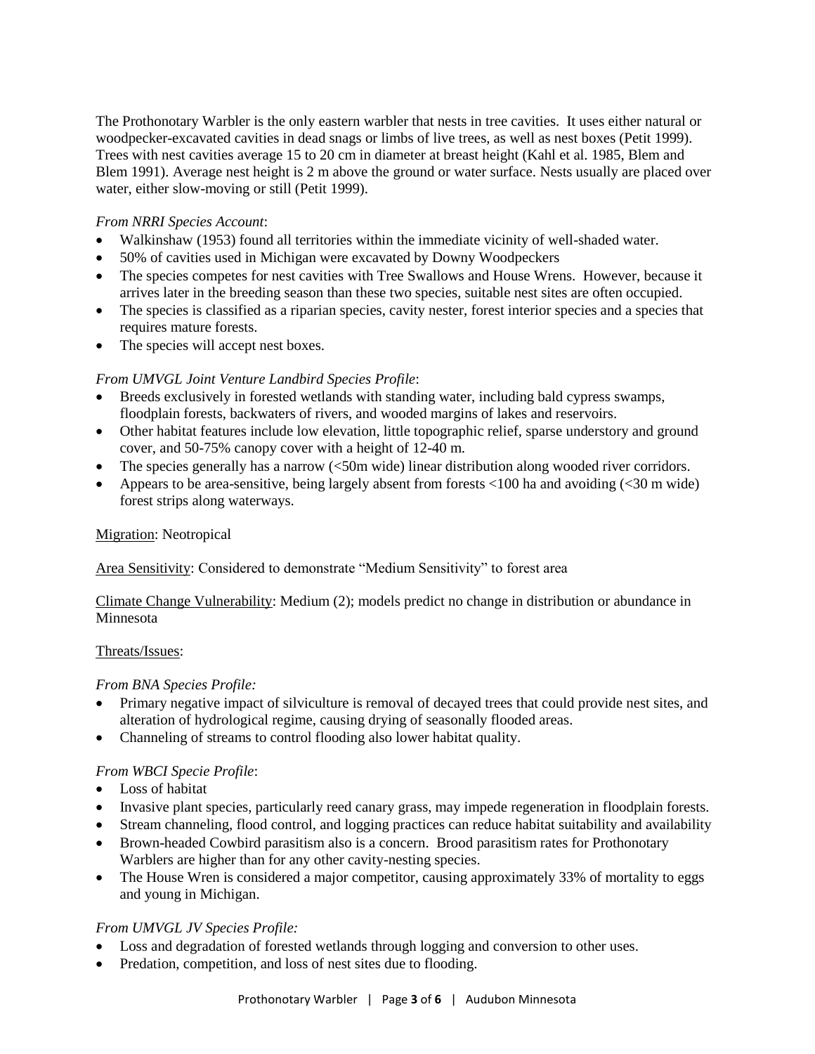The Prothonotary Warbler is the only eastern warbler that nests in tree cavities. It uses either natural or woodpecker-excavated cavities in dead snags or limbs of live trees, as well as nest boxes (Petit 1999). Trees with nest cavities average 15 to 20 cm in diameter at breast height (Kahl et al. 1985, Blem and Blem 1991). Average nest height is 2 m above the ground or water surface. Nests usually are placed over water, either slow-moving or still (Petit 1999).

*From NRRI Species Account*:

- Walkinshaw (1953) found all territories within the immediate vicinity of well-shaded water.
- 50% of cavities used in Michigan were excavated by Downy Woodpeckers
- The species competes for nest cavities with Tree Swallows and House Wrens. However, because it arrives later in the breeding season than these two species, suitable nest sites are often occupied.
- The species is classified as a riparian species, cavity nester, forest interior species and a species that requires mature forests.
- The species will accept nest boxes.

*From UMVGL Joint Venture Landbird Species Profile*:

- Breeds exclusively in forested wetlands with standing water, including bald cypress swamps, floodplain forests, backwaters of rivers, and wooded margins of lakes and reservoirs.
- Other habitat features include low elevation, little topographic relief, sparse understory and ground cover, and 50-75% canopy cover with a height of 12-40 m.
- The species generally has a narrow (<50m wide) linear distribution along wooded river corridors.
- Appears to be area-sensitive, being largely absent from forests <100 ha and avoiding (<30 m wide) forest strips along waterways.

<u>Migration</u>: Neotropical

<u>Area Sensitivity</u>: Considered to demonstrate "Medium Sensitivity" to forest area

<u>Climate Change Vulnerability</u>: Medium (2); models predict no change in distribution or abundance in Minnesota

<u>Threats/Issues</u>:

*From BNA Species Profile:*

- Primary negative impact of silviculture is removal of decayed trees that could provide nest sites, and alteration of hydrological regime, causing drying of seasonally flooded areas.
- Channeling of streams to control flooding also lower habitat quality.

*From WBCI Specie Profile*:

- Loss of habitat
- Invasive plant species, particularly reed canary grass, may impede regeneration in floodplain forests.
- Stream channeling, flood control, and logging practices can reduce habitat suitability and availability
- Brown-headed Cowbird parasitism also is a concern. Brood parasitism rates for Prothonotary Warblers are higher than for any other cavity-nesting species.
- The House Wren is considered a major competitor, causing approximately 33% of mortality to eggs and young in Michigan.

*From UMVGL JV Species Profile:*

- Loss and degradation of forested wetlands through logging and conversion to other uses.
- Predation, competition, and loss of nest sites due to flooding.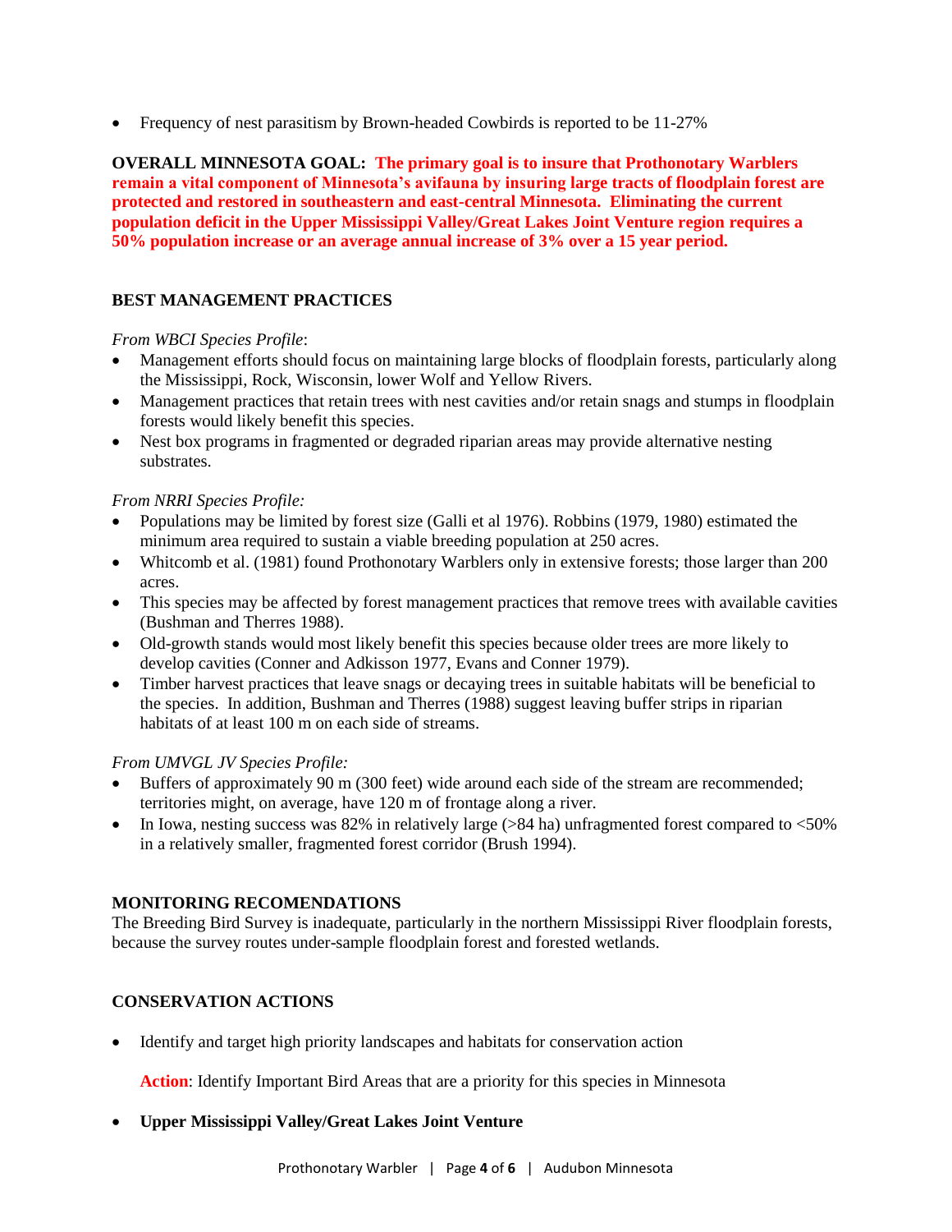- Frequency of nest parasitism by Brown-headed Cowbirds is reported to be 11-27%

**OVERALL MINNESOTA GOAL: The primary goal is to insure that Prothonotary Warblers remain a vital component of Minnesota's avifauna by insuring large tracts of floodplain forest are protected and restored in southeastern and east-central Minnesota. Eliminating the current population deficit in the Upper Mississippi Valley/Great Lakes Joint Venture region requires a 50% population increase or an average annual increase of 3% over a 15 year period.**

## BEST MANAGEMENT PRACTICES

*From WBCI Species Profile*:

- Management efforts should focus on maintaining large blocks of floodplain forests, particularly along the Mississippi, Rock, Wisconsin, lower Wolf and Yellow Rivers.
- Management practices that retain trees with nest cavities and/or retain snags and stumps in floodplain forests would likely benefit this species.
- Nest box programs in fragmented or degraded riparian areas may provide alternative nesting substrates.

*From NRRI Species Profile:*

- Populations may be limited by forest size (Galli et al 1976). Robbins (1979, 1980) estimated the minimum area required to sustain a viable breeding population at 250 acres.
- Whitcomb et al. (1981) found Prothonotary Warblers only in extensive forests; those larger than 200 acres.
- This species may be affected by forest management practices that remove trees with available cavities (Bushman and Therres 1988).
- Old-growth stands would most likely benefit this species because older trees are more likely to develop cavities (Conner and Adkisson 1977, Evans and Conner 1979).
- Timber harvest practices that leave snags or decaying trees in suitable habitats will be beneficial to the species. In addition, Bushman and Therres (1988) suggest leaving buffer strips in riparian habitats of at least 100 m on each side of streams.

*From UMVGL JV Species Profile:*

- Buffers of approximately 90 m (300 feet) wide around each side of the stream are recommended; territories might, on average, have 120 m of frontage along a river.
- In Iowa, nesting success was 82% in relatively large (>84 ha) unfragmented forest compared to <50% in a relatively smaller, fragmented forest corridor (Brush 1994).

## MONITORING RECOMENDATIONS

The Breeding Bird Survey is inadequate, particularly in the northern Mississippi River floodplain forests, because the survey routes under-sample floodplain forest and forested wetlands.

## CONSERVATION ACTIONS

- Identify and target high priority landscapes and habitats for conservation action

  **Action**: Identify Important Bird Areas that are a priority for this species in Minnesota

- **Upper Mississippi Valley/Great Lakes Joint Venture**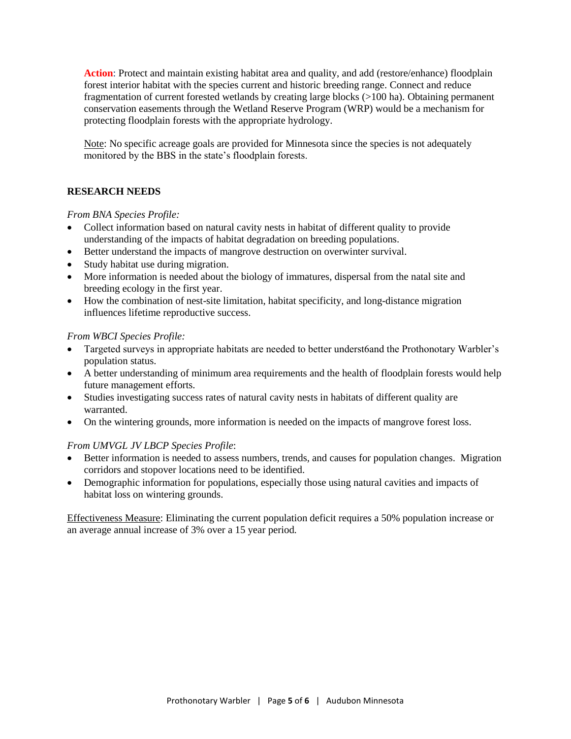**Action**: Protect and maintain existing habitat area and quality, and add (restore/enhance) floodplain forest interior habitat with the species current and historic breeding range. Connect and reduce fragmentation of current forested wetlands by creating large blocks (>100 ha). Obtaining permanent conservation easements through the Wetland Reserve Program (WRP) would be a mechanism for protecting floodplain forests with the appropriate hydrology.

Note: No specific acreage goals are provided for Minnesota since the species is not adequately monitored by the BBS in the state's floodplain forests.

## RESEARCH NEEDS

*From BNA Species Profile:*

- Collect information based on natural cavity nests in habitat of different quality to provide understanding of the impacts of habitat degradation on breeding populations.
- Better understand the impacts of mangrove destruction on overwinter survival.
- Study habitat use during migration.
- More information is needed about the biology of immatures, dispersal from the natal site and breeding ecology in the first year.
- How the combination of nest-site limitation, habitat specificity, and long-distance migration influences lifetime reproductive success.

*From WBCI Species Profile:*

- Targeted surveys in appropriate habitats are needed to better underst6and the Prothonotary Warbler's population status.
- A better understanding of minimum area requirements and the health of floodplain forests would help future management efforts.
- Studies investigating success rates of natural cavity nests in habitats of different quality are warranted.
- On the wintering grounds, more information is needed on the impacts of mangrove forest loss.

*From UMVGL JV LBCP Species Profile*:

- Better information is needed to assess numbers, trends, and causes for population changes. Migration corridors and stopover locations need to be identified.
- Demographic information for populations, especially those using natural cavities and impacts of habitat loss on wintering grounds.

Effectiveness Measure: Eliminating the current population deficit requires a 50% population increase or an average annual increase of 3% over a 15 year period.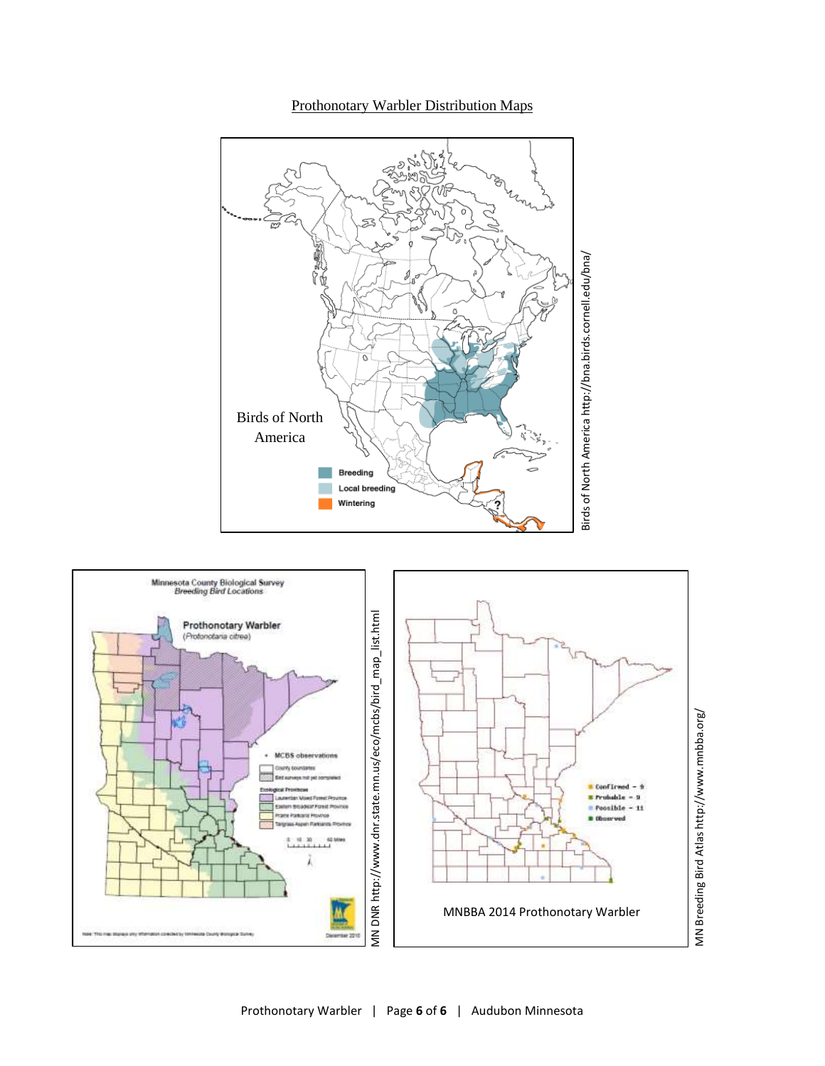Prothonotary Warbler Distribution Maps

Birds of North America

Breeding

Local breeding

Wintering

?

Birds of North America http://bna.birds.cornell.edu/bna/

Minnesota County Biological Survey
*Breeding Bird Locations*

Prothonotary Warbler
(*Protonotaria citrea*)

MCBS observations

County boundaries

Bird surveys not yet completed

Ecological Provinces

Laurentian Mixed Forest Province

Eastern Broadleaf Forest Province

Prairie Parkland Province

Tallgrass Aspen Parklands Province

0 10 30 60 Miles

Note: This map displays only information collected by Minnesota County Biological Survey

December 2010

MN DNR http://www.dnr.state.mn.us/eco/mcbs/bird_map_list.html

Confirmed - 9

Probable - 9

Possible - 11

Observed

MNBBA 2014 Prothonotary Warbler

MN Breeding Bird Atlas http://www.mnbba.org/